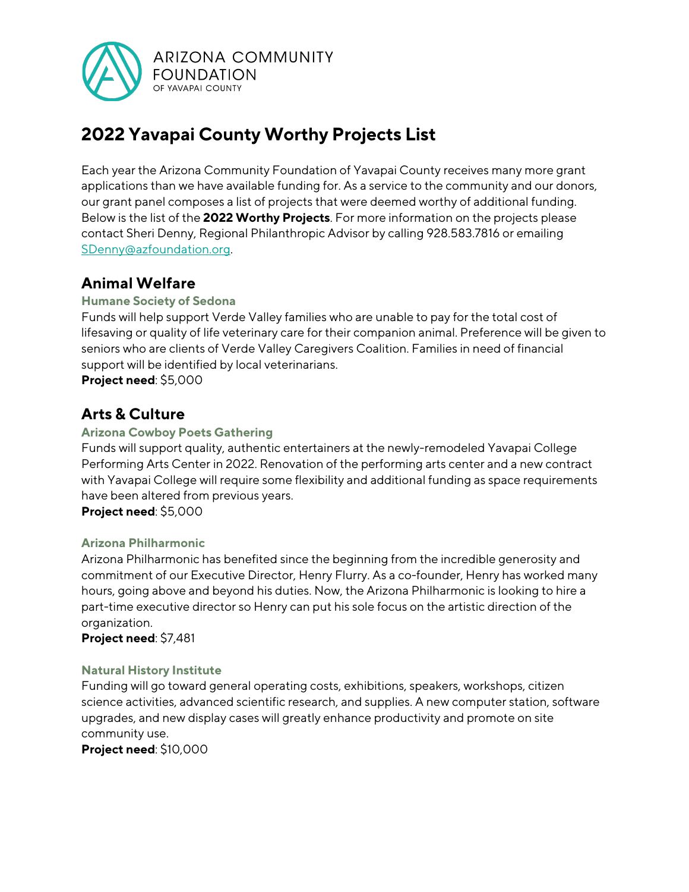ARIZONA COMMUNITY FOUNDATION
OF YAVAPAI COUNTY

# 2022 Yavapai County Worthy Projects List

Each year the Arizona Community Foundation of Yavapai County receives many more grant applications than we have available funding for. As a service to the community and our donors, our grant panel composes a list of projects that were deemed worthy of additional funding. Below is the list of the **2022 Worthy Projects**. For more information on the projects please contact Sheri Denny, Regional Philanthropic Advisor by calling 928.583.7816 or emailing SDenny@azfoundation.org.

## Animal Welfare

### Humane Society of Sedona

Funds will help support Verde Valley families who are unable to pay for the total cost of lifesaving or quality of life veterinary care for their companion animal. Preference will be given to seniors who are clients of Verde Valley Caregivers Coalition. Families in need of financial support will be identified by local veterinarians.
**Project need**: $5,000

## Arts & Culture

### Arizona Cowboy Poets Gathering

Funds will support quality, authentic entertainers at the newly-remodeled Yavapai College Performing Arts Center in 2022. Renovation of the performing arts center and a new contract with Yavapai College will require some flexibility and additional funding as space requirements have been altered from previous years.
**Project need**: $5,000

### Arizona Philharmonic

Arizona Philharmonic has benefited since the beginning from the incredible generosity and commitment of our Executive Director, Henry Flurry. As a co-founder, Henry has worked many hours, going above and beyond his duties. Now, the Arizona Philharmonic is looking to hire a part-time executive director so Henry can put his sole focus on the artistic direction of the organization.
**Project need**: $7,481

### Natural History Institute

Funding will go toward general operating costs, exhibitions, speakers, workshops, citizen science activities, advanced scientific research, and supplies. A new computer station, software upgrades, and new display cases will greatly enhance productivity and promote on site community use.
**Project need**: $10,000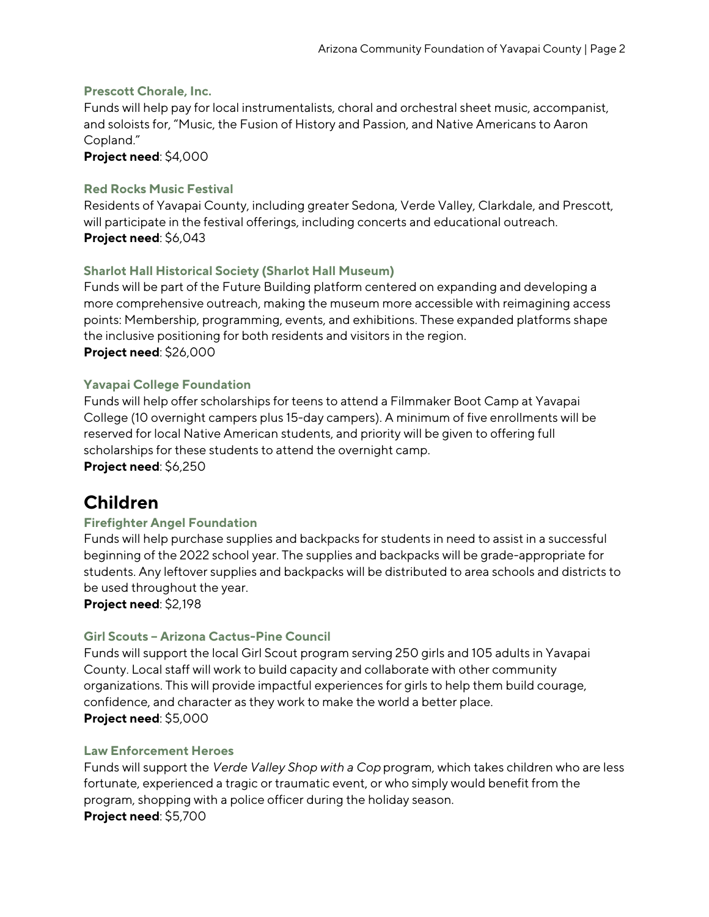### Prescott Chorale, Inc.

Funds will help pay for local instrumentalists, choral and orchestral sheet music, accompanist, and soloists for, "Music, the Fusion of History and Passion, and Native Americans to Aaron Copland."

**Project need**: $4,000

### Red Rocks Music Festival

Residents of Yavapai County, including greater Sedona, Verde Valley, Clarkdale, and Prescott, will participate in the festival offerings, including concerts and educational outreach.

**Project need**: $6,043

### Sharlot Hall Historical Society (Sharlot Hall Museum)

Funds will be part of the Future Building platform centered on expanding and developing a more comprehensive outreach, making the museum more accessible with reimagining access points: Membership, programming, events, and exhibitions. These expanded platforms shape the inclusive positioning for both residents and visitors in the region.

**Project need**: $26,000

### Yavapai College Foundation

Funds will help offer scholarships for teens to attend a Filmmaker Boot Camp at Yavapai College (10 overnight campers plus 15-day campers). A minimum of five enrollments will be reserved for local Native American students, and priority will be given to offering full scholarships for these students to attend the overnight camp.

**Project need**: $6,250

## Children

### Firefighter Angel Foundation

Funds will help purchase supplies and backpacks for students in need to assist in a successful beginning of the 2022 school year. The supplies and backpacks will be grade-appropriate for students. Any leftover supplies and backpacks will be distributed to area schools and districts to be used throughout the year.

**Project need**: $2,198

### Girl Scouts – Arizona Cactus-Pine Council

Funds will support the local Girl Scout program serving 250 girls and 105 adults in Yavapai County. Local staff will work to build capacity and collaborate with other community organizations. This will provide impactful experiences for girls to help them build courage, confidence, and character as they work to make the world a better place.

**Project need**: $5,000

### Law Enforcement Heroes

Funds will support the *Verde Valley Shop with a Cop* program, which takes children who are less fortunate, experienced a tragic or traumatic event, or who simply would benefit from the program, shopping with a police officer during the holiday season.

**Project need**: $5,700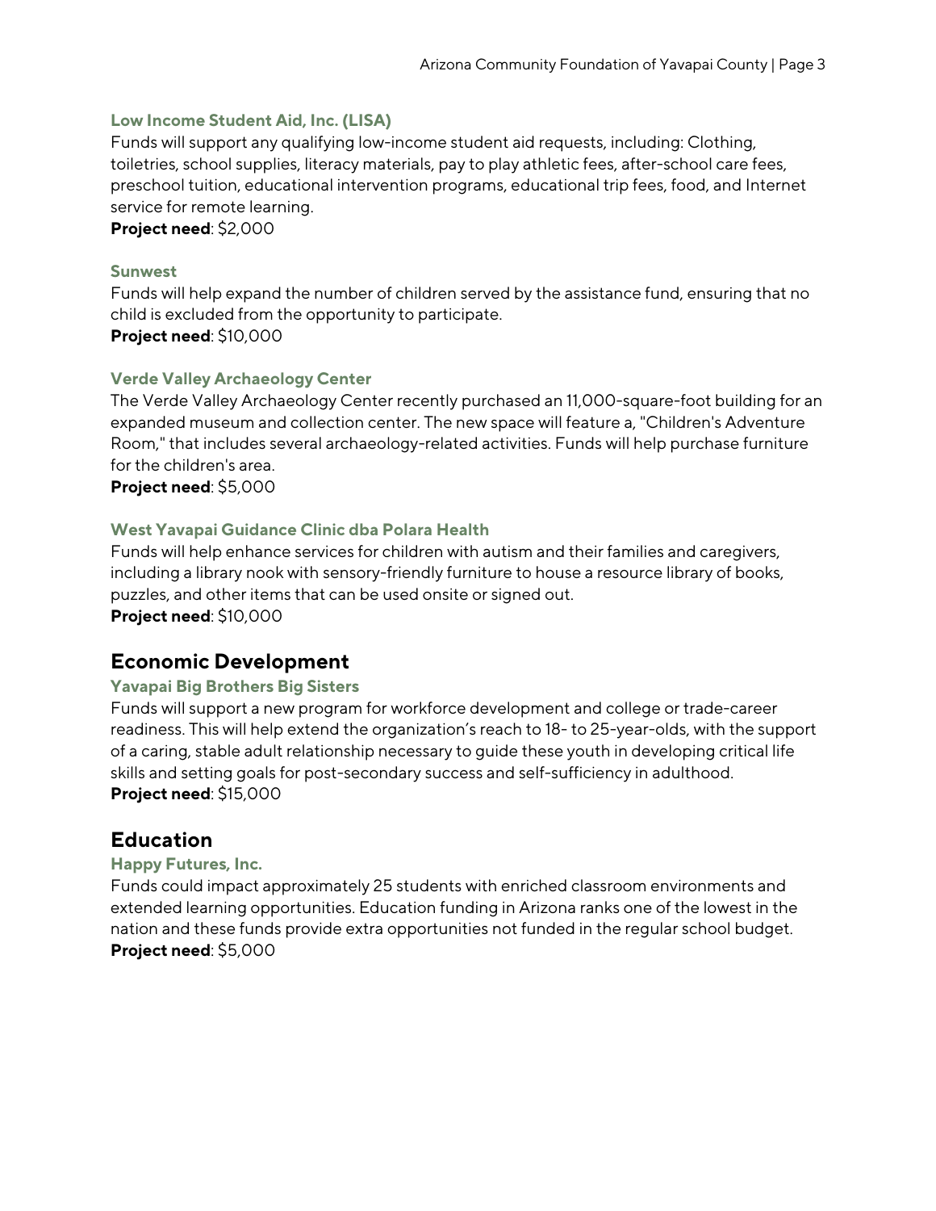### Low Income Student Aid, Inc. (LISA)

Funds will support any qualifying low-income student aid requests, including: Clothing, toiletries, school supplies, literacy materials, pay to play athletic fees, after-school care fees, preschool tuition, educational intervention programs, educational trip fees, food, and Internet service for remote learning.

**Project need**: $2,000

### Sunwest

Funds will help expand the number of children served by the assistance fund, ensuring that no child is excluded from the opportunity to participate.

**Project need**: $10,000

### Verde Valley Archaeology Center

The Verde Valley Archaeology Center recently purchased an 11,000-square-foot building for an expanded museum and collection center. The new space will feature a, "Children's Adventure Room," that includes several archaeology-related activities. Funds will help purchase furniture for the children's area.

**Project need**: $5,000

### West Yavapai Guidance Clinic dba Polara Health

Funds will help enhance services for children with autism and their families and caregivers, including a library nook with sensory-friendly furniture to house a resource library of books, puzzles, and other items that can be used onsite or signed out.

**Project need**: $10,000

## Economic Development

### Yavapai Big Brothers Big Sisters

Funds will support a new program for workforce development and college or trade-career readiness. This will help extend the organization's reach to 18- to 25-year-olds, with the support of a caring, stable adult relationship necessary to guide these youth in developing critical life skills and setting goals for post-secondary success and self-sufficiency in adulthood.

**Project need**: $15,000

## Education

### Happy Futures, Inc.

Funds could impact approximately 25 students with enriched classroom environments and extended learning opportunities. Education funding in Arizona ranks one of the lowest in the nation and these funds provide extra opportunities not funded in the regular school budget.

**Project need**: $5,000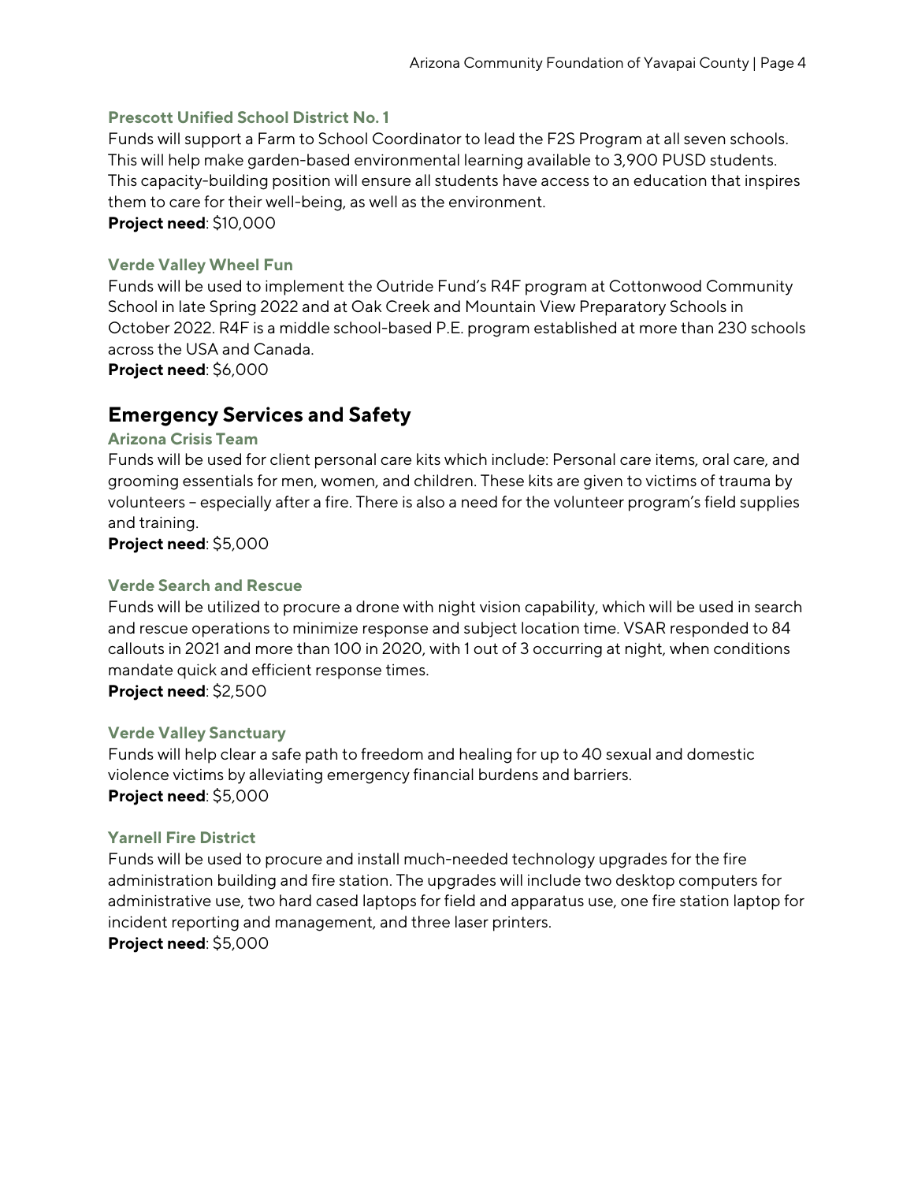### Prescott Unified School District No. 1

Funds will support a Farm to School Coordinator to lead the F2S Program at all seven schools. This will help make garden-based environmental learning available to 3,900 PUSD students. This capacity-building position will ensure all students have access to an education that inspires them to care for their well-being, as well as the environment.

**Project need**: $10,000

### Verde Valley Wheel Fun

Funds will be used to implement the Outride Fund's R4F program at Cottonwood Community School in late Spring 2022 and at Oak Creek and Mountain View Preparatory Schools in October 2022. R4F is a middle school-based P.E. program established at more than 230 schools across the USA and Canada.

**Project need**: $6,000

## Emergency Services and Safety

### Arizona Crisis Team

Funds will be used for client personal care kits which include: Personal care items, oral care, and grooming essentials for men, women, and children. These kits are given to victims of trauma by volunteers – especially after a fire. There is also a need for the volunteer program's field supplies and training.

**Project need**: $5,000

### Verde Search and Rescue

Funds will be utilized to procure a drone with night vision capability, which will be used in search and rescue operations to minimize response and subject location time. VSAR responded to 84 callouts in 2021 and more than 100 in 2020, with 1 out of 3 occurring at night, when conditions mandate quick and efficient response times.

**Project need**: $2,500

### Verde Valley Sanctuary

Funds will help clear a safe path to freedom and healing for up to 40 sexual and domestic violence victims by alleviating emergency financial burdens and barriers.

**Project need**: $5,000

### Yarnell Fire District

Funds will be used to procure and install much-needed technology upgrades for the fire administration building and fire station. The upgrades will include two desktop computers for administrative use, two hard cased laptops for field and apparatus use, one fire station laptop for incident reporting and management, and three laser printers.

**Project need**: $5,000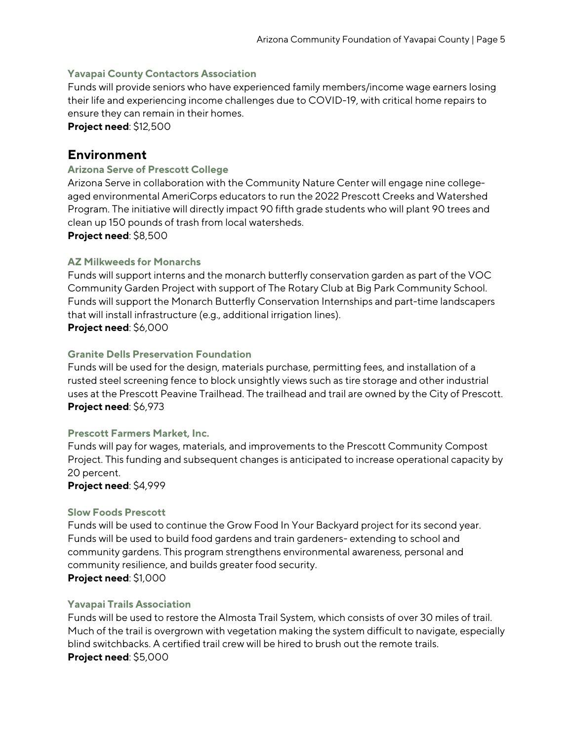### Yavapai County Contactors Association

Funds will provide seniors who have experienced family members/income wage earners losing their life and experiencing income challenges due to COVID-19, with critical home repairs to ensure they can remain in their homes.
**Project need**: $12,500

## Environment

### Arizona Serve of Prescott College

Arizona Serve in collaboration with the Community Nature Center will engage nine college-aged environmental AmeriCorps educators to run the 2022 Prescott Creeks and Watershed Program. The initiative will directly impact 90 fifth grade students who will plant 90 trees and clean up 150 pounds of trash from local watersheds.
**Project need**: $8,500

### AZ Milkweeds for Monarchs

Funds will support interns and the monarch butterfly conservation garden as part of the VOC Community Garden Project with support of The Rotary Club at Big Park Community School. Funds will support the Monarch Butterfly Conservation Internships and part-time landscapers that will install infrastructure (e.g., additional irrigation lines).
**Project need**: $6,000

### Granite Dells Preservation Foundation

Funds will be used for the design, materials purchase, permitting fees, and installation of a rusted steel screening fence to block unsightly views such as tire storage and other industrial uses at the Prescott Peavine Trailhead. The trailhead and trail are owned by the City of Prescott.
**Project need**: $6,973

### Prescott Farmers Market, Inc.

Funds will pay for wages, materials, and improvements to the Prescott Community Compost Project. This funding and subsequent changes is anticipated to increase operational capacity by 20 percent.
**Project need**: $4,999

### Slow Foods Prescott

Funds will be used to continue the Grow Food In Your Backyard project for its second year. Funds will be used to build food gardens and train gardeners- extending to school and community gardens. This program strengthens environmental awareness, personal and community resilience, and builds greater food security.
**Project need**: $1,000

### Yavapai Trails Association

Funds will be used to restore the Almosta Trail System, which consists of over 30 miles of trail. Much of the trail is overgrown with vegetation making the system difficult to navigate, especially blind switchbacks. A certified trail crew will be hired to brush out the remote trails.
**Project need**: $5,000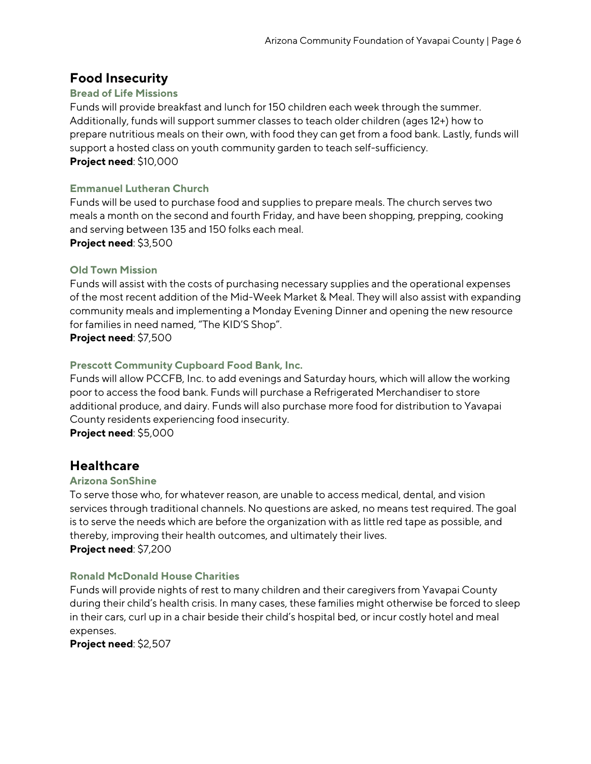## Food Insecurity

### Bread of Life Missions

Funds will provide breakfast and lunch for 150 children each week through the summer. Additionally, funds will support summer classes to teach older children (ages 12+) how to prepare nutritious meals on their own, with food they can get from a food bank. Lastly, funds will support a hosted class on youth community garden to teach self-sufficiency.
**Project need**: $10,000

### Emmanuel Lutheran Church

Funds will be used to purchase food and supplies to prepare meals. The church serves two meals a month on the second and fourth Friday, and have been shopping, prepping, cooking and serving between 135 and 150 folks each meal.
**Project need**: $3,500

### Old Town Mission

Funds will assist with the costs of purchasing necessary supplies and the operational expenses of the most recent addition of the Mid-Week Market & Meal. They will also assist with expanding community meals and implementing a Monday Evening Dinner and opening the new resource for families in need named, "The KID'S Shop".
**Project need**: $7,500

### Prescott Community Cupboard Food Bank, Inc.

Funds will allow PCCFB, Inc. to add evenings and Saturday hours, which will allow the working poor to access the food bank. Funds will purchase a Refrigerated Merchandiser to store additional produce, and dairy. Funds will also purchase more food for distribution to Yavapai County residents experiencing food insecurity.
**Project need**: $5,000

## Healthcare

### Arizona SonShine

To serve those who, for whatever reason, are unable to access medical, dental, and vision services through traditional channels. No questions are asked, no means test required. The goal is to serve the needs which are before the organization with as little red tape as possible, and thereby, improving their health outcomes, and ultimately their lives.
**Project need**: $7,200

### Ronald McDonald House Charities

Funds will provide nights of rest to many children and their caregivers from Yavapai County during their child's health crisis. In many cases, these families might otherwise be forced to sleep in their cars, curl up in a chair beside their child's hospital bed, or incur costly hotel and meal expenses.
**Project need**: $2,507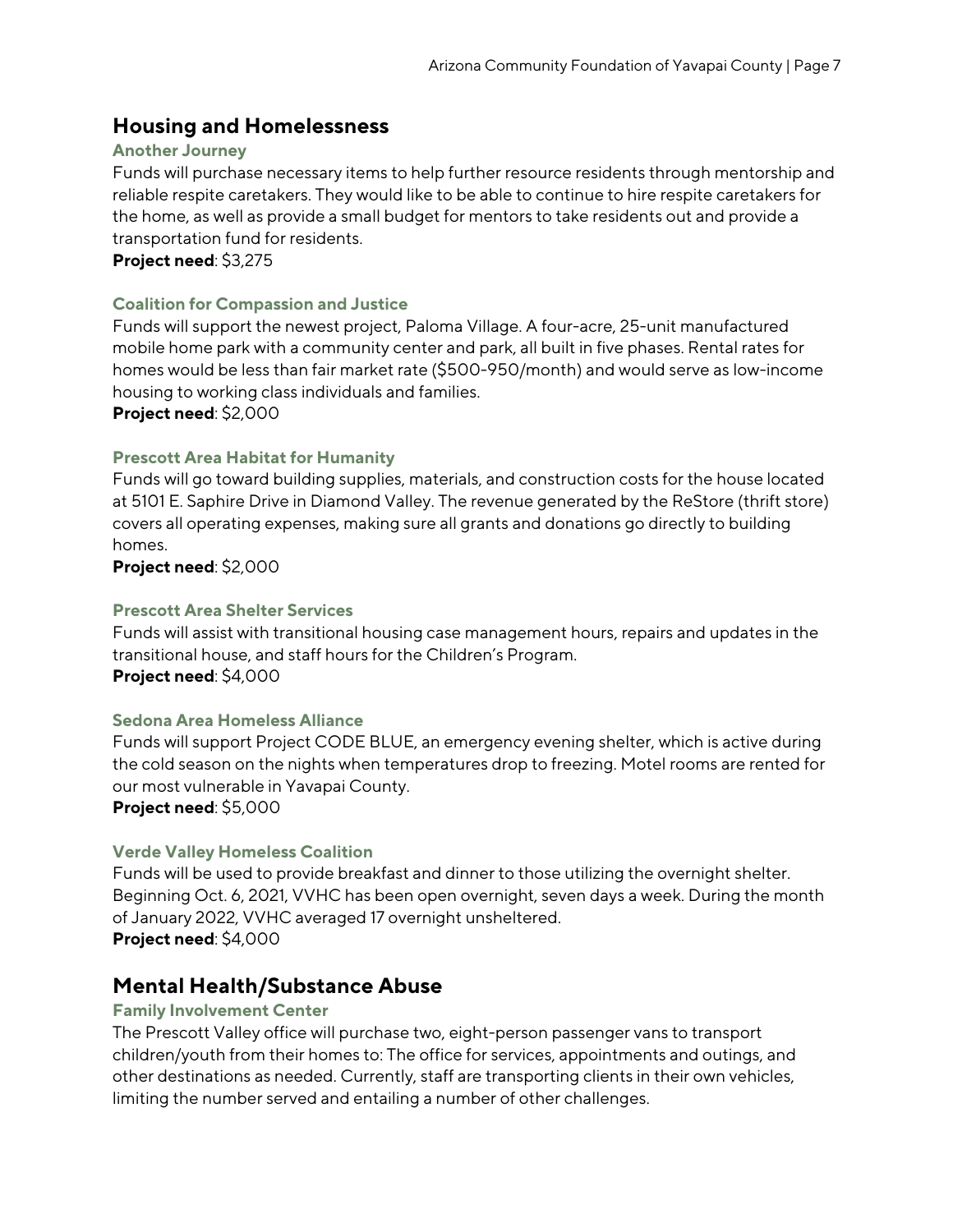## Housing and Homelessness

### Another Journey

Funds will purchase necessary items to help further resource residents through mentorship and reliable respite caretakers. They would like to be able to continue to hire respite caretakers for the home, as well as provide a small budget for mentors to take residents out and provide a transportation fund for residents.

**Project need**: $3,275

### Coalition for Compassion and Justice

Funds will support the newest project, Paloma Village. A four-acre, 25-unit manufactured mobile home park with a community center and park, all built in five phases. Rental rates for homes would be less than fair market rate ($500-950/month) and would serve as low-income housing to working class individuals and families.

**Project need**: $2,000

### Prescott Area Habitat for Humanity

Funds will go toward building supplies, materials, and construction costs for the house located at 5101 E. Saphire Drive in Diamond Valley. The revenue generated by the ReStore (thrift store) covers all operating expenses, making sure all grants and donations go directly to building homes.

**Project need**: $2,000

### Prescott Area Shelter Services

Funds will assist with transitional housing case management hours, repairs and updates in the transitional house, and staff hours for the Children's Program.

**Project need**: $4,000

### Sedona Area Homeless Alliance

Funds will support Project CODE BLUE, an emergency evening shelter, which is active during the cold season on the nights when temperatures drop to freezing. Motel rooms are rented for our most vulnerable in Yavapai County.

**Project need**: $5,000

### Verde Valley Homeless Coalition

Funds will be used to provide breakfast and dinner to those utilizing the overnight shelter. Beginning Oct. 6, 2021, VVHC has been open overnight, seven days a week. During the month of January 2022, VVHC averaged 17 overnight unsheltered.

**Project need**: $4,000

## Mental Health/Substance Abuse

### Family Involvement Center

The Prescott Valley office will purchase two, eight-person passenger vans to transport children/youth from their homes to: The office for services, appointments and outings, and other destinations as needed. Currently, staff are transporting clients in their own vehicles, limiting the number served and entailing a number of other challenges.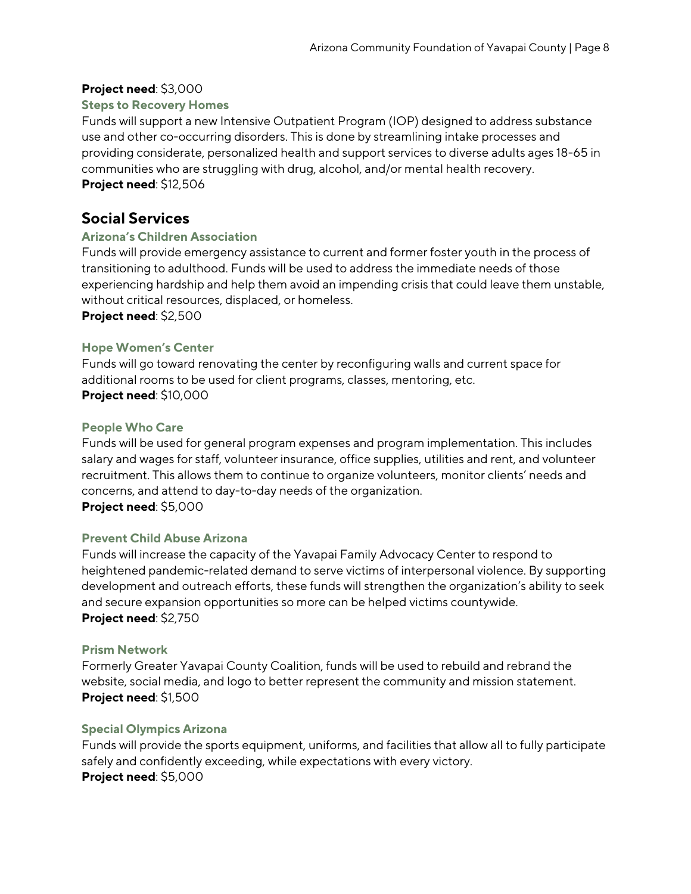**Project need**: $3,000

### Steps to Recovery Homes

Funds will support a new Intensive Outpatient Program (IOP) designed to address substance use and other co-occurring disorders. This is done by streamlining intake processes and providing considerate, personalized health and support services to diverse adults ages 18-65 in communities who are struggling with drug, alcohol, and/or mental health recovery.
**Project need**: $12,506

## Social Services

### Arizona's Children Association

Funds will provide emergency assistance to current and former foster youth in the process of transitioning to adulthood. Funds will be used to address the immediate needs of those experiencing hardship and help them avoid an impending crisis that could leave them unstable, without critical resources, displaced, or homeless.
**Project need**: $2,500

### Hope Women's Center

Funds will go toward renovating the center by reconfiguring walls and current space for additional rooms to be used for client programs, classes, mentoring, etc.
**Project need**: $10,000

### People Who Care

Funds will be used for general program expenses and program implementation. This includes salary and wages for staff, volunteer insurance, office supplies, utilities and rent, and volunteer recruitment. This allows them to continue to organize volunteers, monitor clients' needs and concerns, and attend to day-to-day needs of the organization.
**Project need**: $5,000

### Prevent Child Abuse Arizona

Funds will increase the capacity of the Yavapai Family Advocacy Center to respond to heightened pandemic-related demand to serve victims of interpersonal violence. By supporting development and outreach efforts, these funds will strengthen the organization's ability to seek and secure expansion opportunities so more can be helped victims countywide.
**Project need**: $2,750

### Prism Network

Formerly Greater Yavapai County Coalition, funds will be used to rebuild and rebrand the website, social media, and logo to better represent the community and mission statement.
**Project need**: $1,500

### Special Olympics Arizona

Funds will provide the sports equipment, uniforms, and facilities that allow all to fully participate safely and confidently exceeding, while expectations with every victory.
**Project need**: $5,000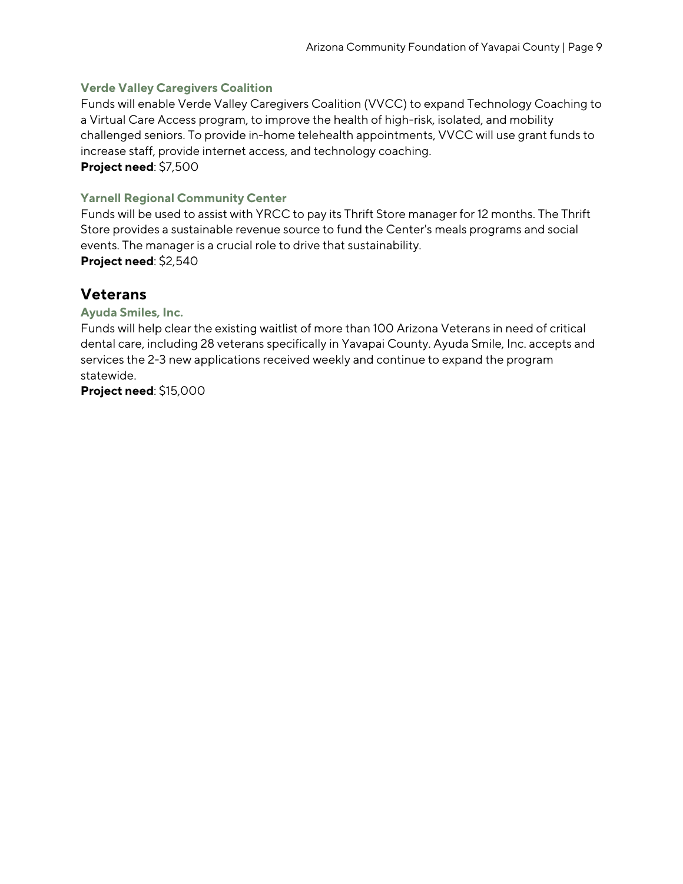### Verde Valley Caregivers Coalition

Funds will enable Verde Valley Caregivers Coalition (VVCC) to expand Technology Coaching to a Virtual Care Access program, to improve the health of high-risk, isolated, and mobility challenged seniors. To provide in-home telehealth appointments, VVCC will use grant funds to increase staff, provide internet access, and technology coaching.

**Project need**: $7,500

### Yarnell Regional Community Center

Funds will be used to assist with YRCC to pay its Thrift Store manager for 12 months. The Thrift Store provides a sustainable revenue source to fund the Center's meals programs and social events. The manager is a crucial role to drive that sustainability.

**Project need**: $2,540

## Veterans

### Ayuda Smiles, Inc.

Funds will help clear the existing waitlist of more than 100 Arizona Veterans in need of critical dental care, including 28 veterans specifically in Yavapai County. Ayuda Smile, Inc. accepts and services the 2-3 new applications received weekly and continue to expand the program statewide.

**Project need**: $15,000